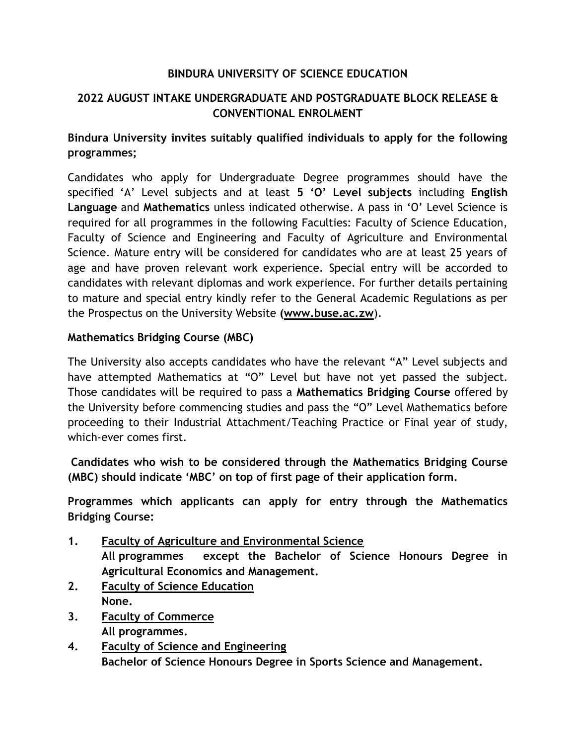# BINDURA UNIVERSITY OF SCIENCE EDUCATION

## 2022 AUGUST INTAKE UNDERGRADUATE AND POSTGRADUATE BLOCK RELEASE & CONVENTIONAL ENROLMENT

**Bindura University invites suitably qualified individuals to apply for the following programmes;**

Candidates who apply for Undergraduate Degree programmes should have the specified 'A' Level subjects and at least **5 'O' Level subjects** including **English Language** and **Mathematics** unless indicated otherwise. A pass in 'O' Level Science is required for all programmes in the following Faculties: Faculty of Science Education, Faculty of Science and Engineering and Faculty of Agriculture and Environmental Science. Mature entry will be considered for candidates who are at least 25 years of age and have proven relevant work experience. Special entry will be accorded to candidates with relevant diplomas and work experience. For further details pertaining to mature and special entry kindly refer to the General Academic Regulations as per the Prospectus on the University Website **(www.buse.ac.zw)**.

### Mathematics Bridging Course (MBC)

The University also accepts candidates who have the relevant "A" Level subjects and have attempted Mathematics at "O" Level but have not yet passed the subject. Those candidates will be required to pass a **Mathematics Bridging Course** offered by the University before commencing studies and pass the "O" Level Mathematics before proceeding to their Industrial Attachment/Teaching Practice or Final year of study, which-ever comes first.

**Candidates who wish to be considered through the Mathematics Bridging Course (MBC) should indicate 'MBC' on top of first page of their application form.**

**Programmes which applicants can apply for entry through the Mathematics Bridging Course:**

1. <u>Faculty of Agriculture and Environmental Science</u>
   **All programmes except the Bachelor of Science Honours Degree in Agricultural Economics and Management.**
2. <u>Faculty of Science Education</u>
   **None.**
3. <u>Faculty of Commerce</u>
   **All programmes.**
4. <u>Faculty of Science and Engineering</u>
   **Bachelor of Science Honours Degree in Sports Science and Management.**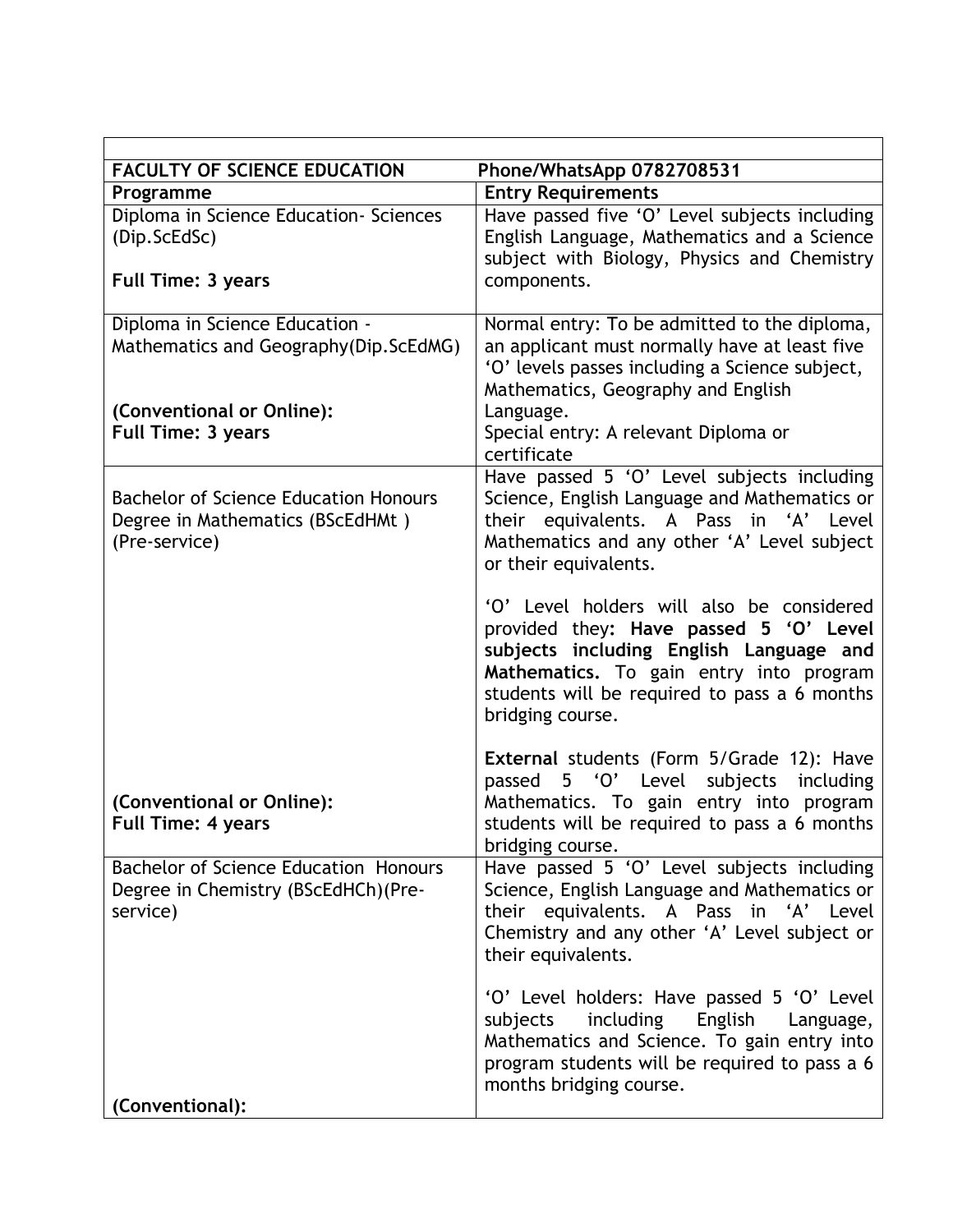| FACULTY OF SCIENCE EDUCATION | Phone/WhatsApp 0782708531 |
|---|---|
| **Programme** | **Entry Requirements** |
| Diploma in Science Education- Sciences (Dip.ScEdSc)<br><br>**Full Time: 3 years** | Have passed five 'O' Level subjects including English Language, Mathematics and a Science subject with Biology, Physics and Chemistry components. |
| Diploma in Science Education - Mathematics and Geography(Dip.ScEdMG)<br><br>**(Conventional or Online):**<br>**Full Time: 3 years** | Normal entry: To be admitted to the diploma, an applicant must normally have at least five 'O' levels passes including a Science subject, Mathematics, Geography and English Language.<br>Special entry: A relevant Diploma or certificate |
| Bachelor of Science Education Honours Degree in Mathematics (BScEdHMt ) (Pre-service)<br><br>**(Conventional or Online):**<br>**Full Time: 4 years** | Have passed 5 'O' Level subjects including Science, English Language and Mathematics or their equivalents. A Pass in 'A' Level Mathematics and any other 'A' Level subject or their equivalents.<br><br>'O' Level holders will also be considered provided they**: Have passed 5 'O' Level subjects including English Language and Mathematics.** To gain entry into program students will be required to pass a 6 months bridging course.<br><br>**External** students (Form 5/Grade 12): Have passed 5 'O' Level subjects including Mathematics. To gain entry into program students will be required to pass a 6 months bridging course. |
| Bachelor of Science Education Honours Degree in Chemistry (BScEdHCh)(Pre-service)<br><br>**(Conventional):** | Have passed 5 'O' Level subjects including Science, English Language and Mathematics or their equivalents. A Pass in 'A' Level Chemistry and any other 'A' Level subject or their equivalents.<br><br>'O' Level holders: Have passed 5 'O' Level subjects including English Language, Mathematics and Science. To gain entry into program students will be required to pass a 6 months bridging course. |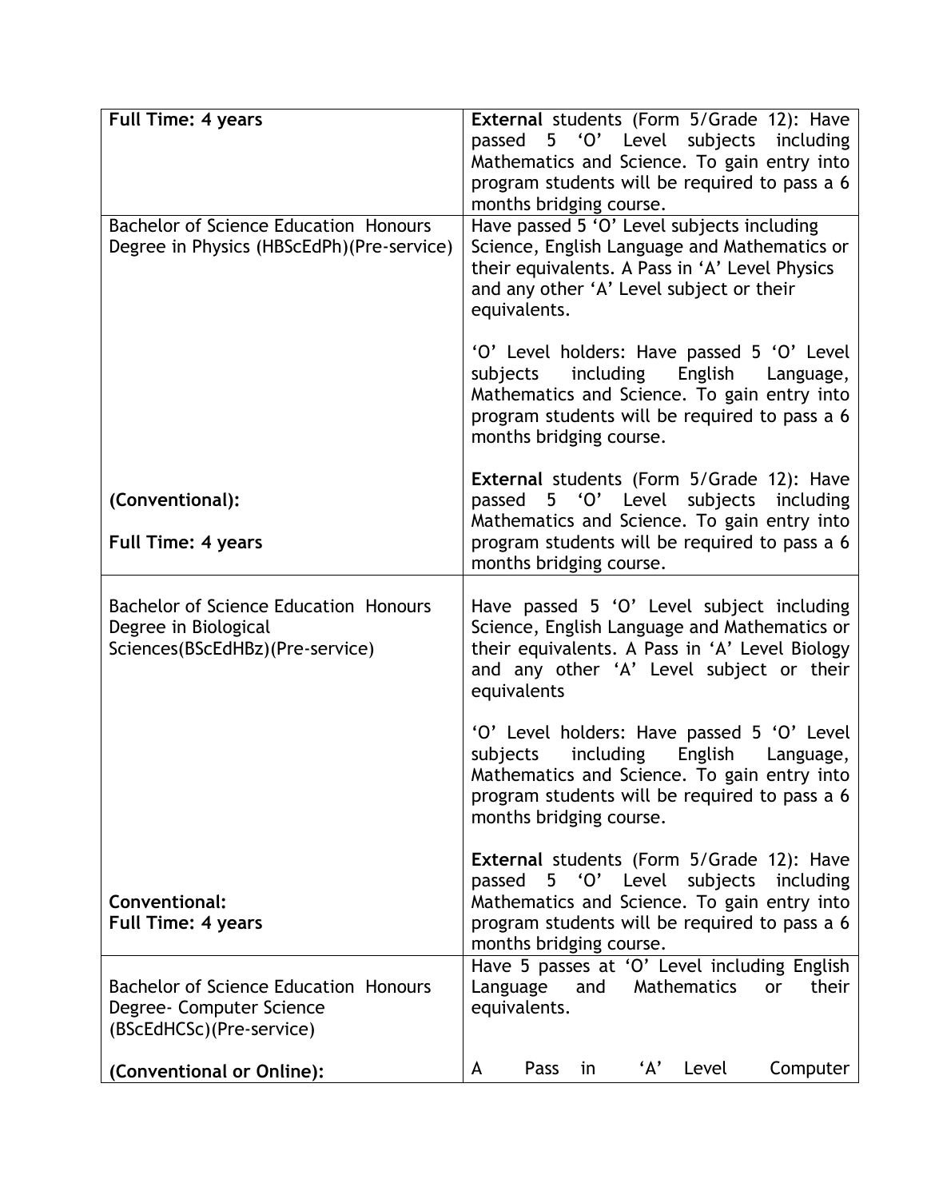| | |
|---|---|
| **Full Time: 4 years** | **External** students (Form 5/Grade 12): Have passed 5 'O' Level subjects including Mathematics and Science. To gain entry into program students will be required to pass a 6 months bridging course. |
| Bachelor of Science Education Honours Degree in Physics (HBScEdPh)(Pre-service)<br><br>**(Conventional):**<br><br>**Full Time: 4 years** | Have passed 5 'O' Level subjects including Science, English Language and Mathematics or their equivalents. A Pass in 'A' Level Physics and any other 'A' Level subject or their equivalents.<br><br>'O' Level holders: Have passed 5 'O' Level subjects including English Language, Mathematics and Science. To gain entry into program students will be required to pass a 6 months bridging course.<br><br>**External** students (Form 5/Grade 12): Have passed 5 'O' Level subjects including Mathematics and Science. To gain entry into program students will be required to pass a 6 months bridging course. |
| Bachelor of Science Education Honours Degree in Biological Sciences(BScEdHBz)(Pre-service)<br><br>**Conventional:**<br>**Full Time: 4 years** | Have passed 5 'O' Level subject including Science, English Language and Mathematics or their equivalents. A Pass in 'A' Level Biology and any other 'A' Level subject or their equivalents<br><br>'O' Level holders: Have passed 5 'O' Level subjects including English Language, Mathematics and Science. To gain entry into program students will be required to pass a 6 months bridging course.<br><br>**External** students (Form 5/Grade 12): Have passed 5 'O' Level subjects including Mathematics and Science. To gain entry into program students will be required to pass a 6 months bridging course. |
| Bachelor of Science Education Honours Degree- Computer Science (BScEdHCSc)(Pre-service)<br><br>**(Conventional or Online):** | Have 5 passes at 'O' Level including English Language and Mathematics or their equivalents.<br><br>A Pass in 'A' Level Computer |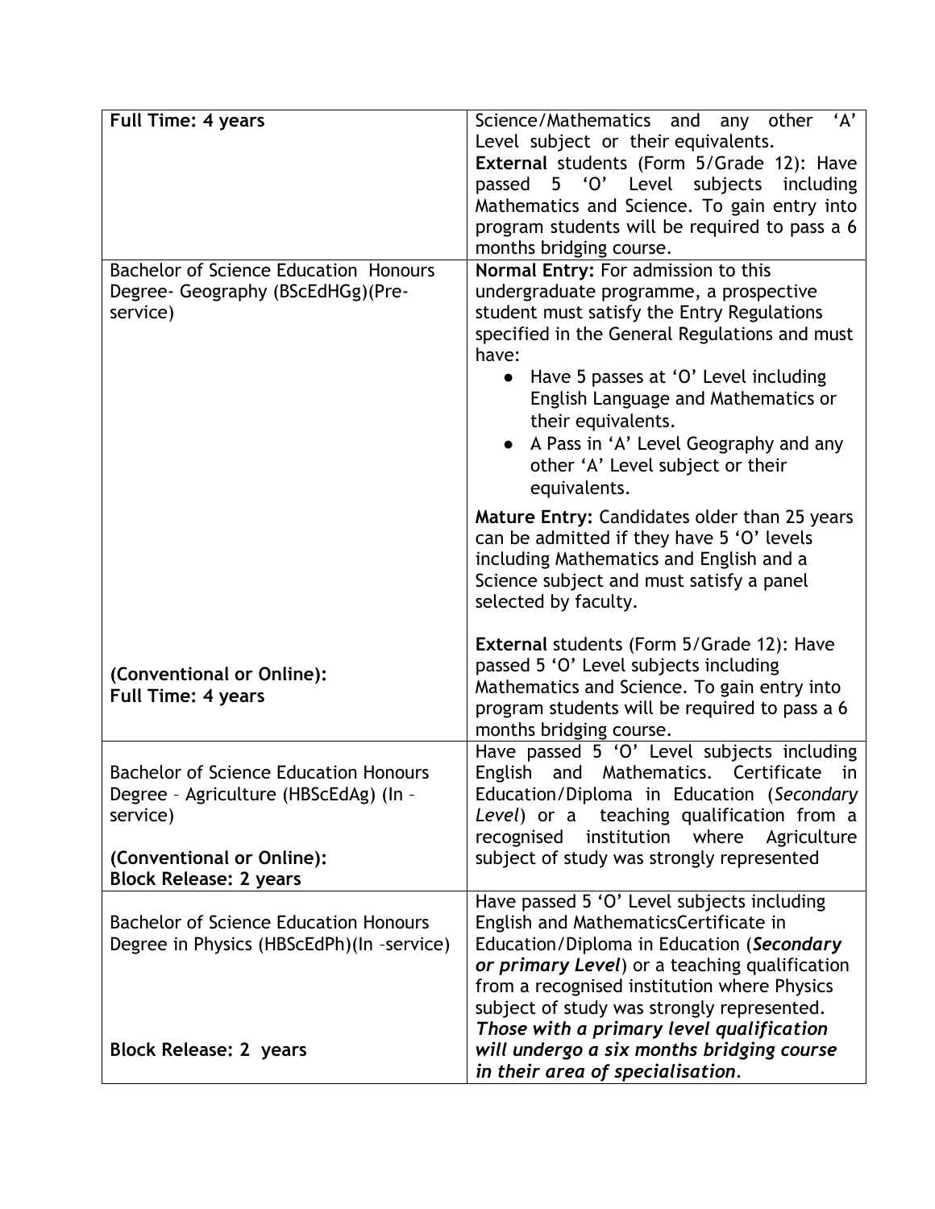| | |
|---|---|
| **Full Time: 4 years** | Science/Mathematics and any other 'A' Level subject or their equivalents.<br>**External** students (Form 5/Grade 12): Have passed 5 'O' Level subjects including Mathematics and Science. To gain entry into program students will be required to pass a 6 months bridging course. |
| Bachelor of Science Education Honours Degree- Geography (BScEdHGg)(Pre-service)<br><br>**(Conventional or Online):**<br>**Full Time: 4 years** | **Normal Entry:** For admission to this undergraduate programme, a prospective student must satisfy the Entry Regulations specified in the General Regulations and must have:<br>• Have 5 passes at 'O' Level including English Language and Mathematics or their equivalents.<br>• A Pass in 'A' Level Geography and any other 'A' Level subject or their equivalents.<br><br>**Mature Entry:** Candidates older than 25 years can be admitted if they have 5 'O' levels including Mathematics and English and a Science subject and must satisfy a panel selected by faculty.<br><br>**External** students (Form 5/Grade 12): Have passed 5 'O' Level subjects including Mathematics and Science. To gain entry into program students will be required to pass a 6 months bridging course. |
| Bachelor of Science Education Honours Degree – Agriculture (HBScEdAg) (In – service)<br><br>**(Conventional or Online):**<br>**Block Release: 2 years** | Have passed 5 'O' Level subjects including English and Mathematics. Certificate in Education/Diploma in Education (*Secondary Level*) or a teaching qualification from a recognised institution where Agriculture subject of study was strongly represented |
| Bachelor of Science Education Honours Degree in Physics (HBScEdPh)(In –service)<br><br>**Block Release: 2 years** | Have passed 5 'O' Level subjects including English and MathematicsCertificate in Education/Diploma in Education (***Secondary or primary Level***) or a teaching qualification from a recognised institution where Physics subject of study was strongly represented.<br>***Those with a primary level qualification will undergo a six months bridging course in their area of specialisation.*** |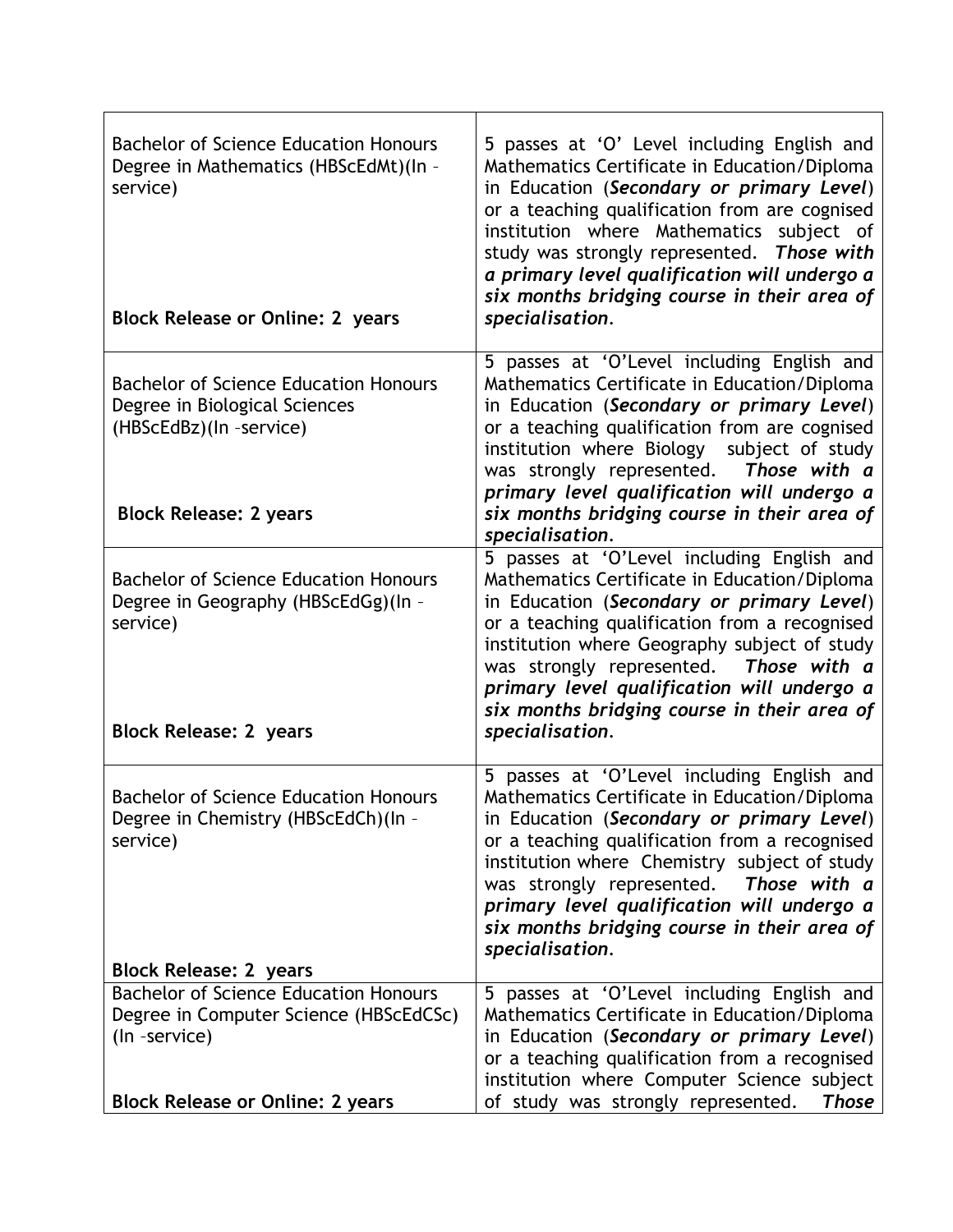| | |
|---|---|
| Bachelor of Science Education Honours Degree in Mathematics (HBScEdMt)(In –service)<br><br>**Block Release or Online: 2 years** | 5 passes at 'O' Level including English and Mathematics Certificate in Education/Diploma in Education (***Secondary or primary Level***) or a teaching qualification from are cognised institution where Mathematics subject of study was strongly represented. ***Those with a primary level qualification will undergo a six months bridging course in their area of specialisation***. |
| Bachelor of Science Education Honours Degree in Biological Sciences (HBScEdBz)(In –service)<br><br>**Block Release: 2 years** | 5 passes at 'O'Level including English and Mathematics Certificate in Education/Diploma in Education (***Secondary or primary Level***) or a teaching qualification from are cognised institution where Biology subject of study was strongly represented. ***Those with a primary level qualification will undergo a six months bridging course in their area of specialisation***. |
| Bachelor of Science Education Honours Degree in Geography (HBScEdGg)(In –service)<br><br>**Block Release: 2 years** | 5 passes at 'O'Level including English and Mathematics Certificate in Education/Diploma in Education (***Secondary or primary Level***) or a teaching qualification from a recognised institution where Geography subject of study was strongly represented. ***Those with a primary level qualification will undergo a six months bridging course in their area of specialisation***. |
| Bachelor of Science Education Honours Degree in Chemistry (HBScEdCh)(In –service)<br><br>**Block Release: 2 years** | 5 passes at 'O'Level including English and Mathematics Certificate in Education/Diploma in Education (***Secondary or primary Level***) or a teaching qualification from a recognised institution where Chemistry subject of study was strongly represented. ***Those with a primary level qualification will undergo a six months bridging course in their area of specialisation***. |
| Bachelor of Science Education Honours Degree in Computer Science (HBScEdCSc) (In –service)<br><br>**Block Release or Online: 2 years** | 5 passes at 'O'Level including English and Mathematics Certificate in Education/Diploma in Education (***Secondary or primary Level***) or a teaching qualification from a recognised institution where Computer Science subject of study was strongly represented. ***Those*** |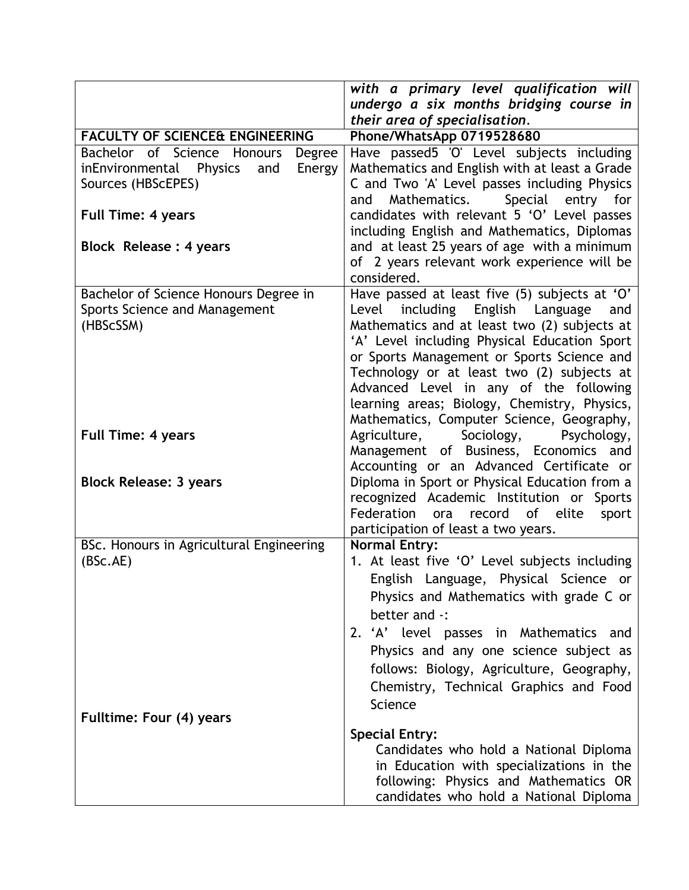| | |
|---|---|
| | ***with a primary level qualification will undergo a six months bridging course in their area of specialisation.*** |
| **FACULTY OF SCIENCE& ENGINEERING** | **Phone/WhatsApp 0719528680** |
| Bachelor of Science Honours Degree inEnvironmental Physics and Energy Sources (HBScEPES)<br><br>**Full Time: 4 years**<br><br>**Block Release : 4 years** | Have passed5 'O' Level subjects including Mathematics and English with at least a Grade C and Two 'A' Level passes including Physics and Mathematics. Special entry for candidates with relevant 5 'O' Level passes including English and Mathematics, Diplomas and at least 25 years of age with a minimum of 2 years relevant work experience will be considered. |
| Bachelor of Science Honours Degree in Sports Science and Management (HBScSSM)<br><br>**Full Time: 4 years**<br><br>**Block Release: 3 years** | Have passed at least five (5) subjects at 'O' Level including English Language and Mathematics and at least two (2) subjects at 'A' Level including Physical Education Sport or Sports Management or Sports Science and Technology or at least two (2) subjects at Advanced Level in any of the following learning areas; Biology, Chemistry, Physics, Mathematics, Computer Science, Geography, Agriculture, Sociology, Psychology, Management of Business, Economics and Accounting or an Advanced Certificate or Diploma in Sport or Physical Education from a recognized Academic Institution or Sports Federation ora record of elite sport participation of least a two years. |
| BSc. Honours in Agricultural Engineering (BSc.AE)<br><br>**Fulltime: Four (4) years** | **Normal Entry:**<br>1. At least five 'O' Level subjects including English Language, Physical Science or Physics and Mathematics with grade C or better and -:<br>2. 'A' level passes in Mathematics and Physics and any one science subject as follows: Biology, Agriculture, Geography, Chemistry, Technical Graphics and Food Science<br><br>**Special Entry:**<br>Candidates who hold a National Diploma in Education with specializations in the following: Physics and Mathematics OR candidates who hold a National Diploma |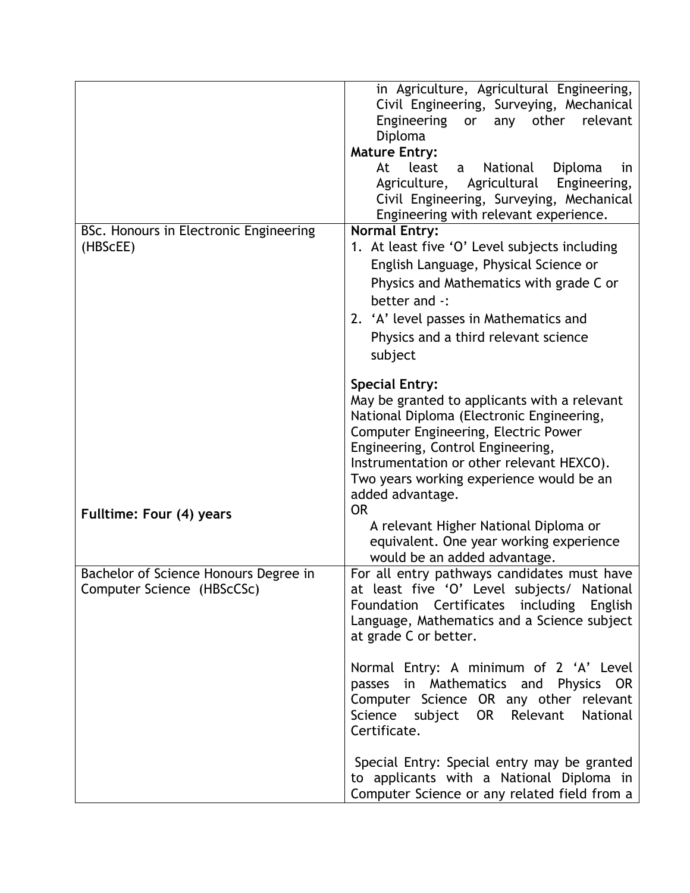| | |
|---|---|
| | in Agriculture, Agricultural Engineering, Civil Engineering, Surveying, Mechanical Engineering or any other relevant Diploma<br>**Mature Entry:**<br>At least a National Diploma in Agriculture, Agricultural Engineering, Civil Engineering, Surveying, Mechanical Engineering with relevant experience. |
| BSc. Honours in Electronic Engineering (HBScEE)<br><br>**Fulltime: Four (4) years** | **Normal Entry:**<br>1. At least five 'O' Level subjects including English Language, Physical Science or Physics and Mathematics with grade C or better and -:<br>2. 'A' level passes in Mathematics and Physics and a third relevant science subject<br><br>**Special Entry:**<br>May be granted to applicants with a relevant National Diploma (Electronic Engineering, Computer Engineering, Electric Power Engineering, Control Engineering, Instrumentation or other relevant HEXCO). Two years working experience would be an added advantage.<br>OR<br>A relevant Higher National Diploma or equivalent. One year working experience would be an added advantage. |
| Bachelor of Science Honours Degree in Computer Science (HBScCSc) | For all entry pathways candidates must have at least five 'O' Level subjects/ National Foundation Certificates including English Language, Mathematics and a Science subject at grade C or better.<br><br>Normal Entry: A minimum of 2 'A' Level passes in Mathematics and Physics OR Computer Science OR any other relevant Science subject OR Relevant National Certificate.<br><br>Special Entry: Special entry may be granted to applicants with a National Diploma in Computer Science or any related field from a |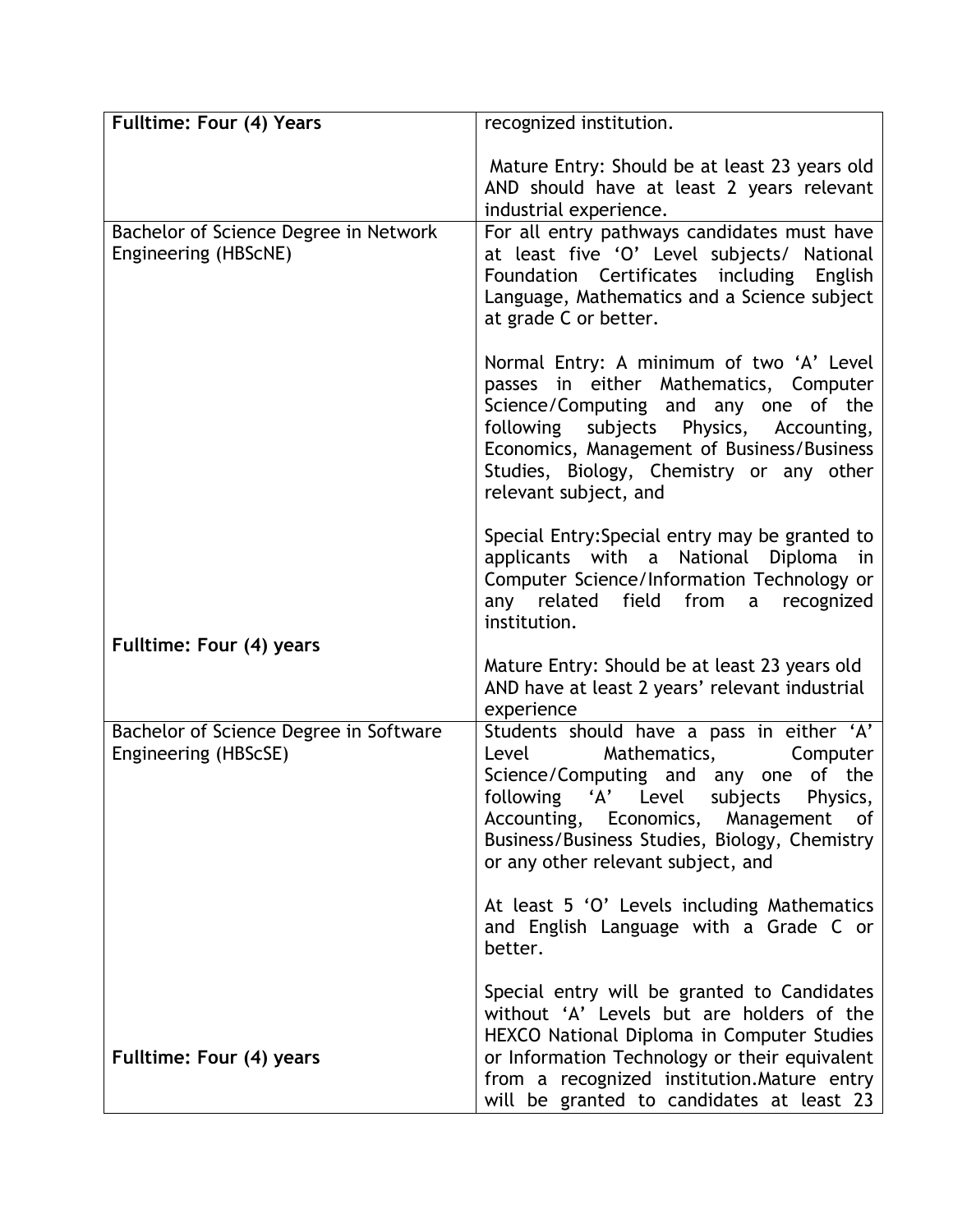| | |
|---|---|
| **Fulltime: Four (4) Years** | recognized institution.<br><br>Mature Entry: Should be at least 23 years old AND should have at least 2 years relevant industrial experience. |
| Bachelor of Science Degree in Network Engineering (HBScNE)<br><br>**Fulltime: Four (4) years** | For all entry pathways candidates must have at least five 'O' Level subjects/ National Foundation Certificates including English Language, Mathematics and a Science subject at grade C or better.<br><br>Normal Entry: A minimum of two 'A' Level passes in either Mathematics, Computer Science/Computing and any one of the following subjects Physics, Accounting, Economics, Management of Business/Business Studies, Biology, Chemistry or any other relevant subject, and<br><br>Special Entry:Special entry may be granted to applicants with a National Diploma in Computer Science/Information Technology or any related field from a recognized institution.<br><br>Mature Entry: Should be at least 23 years old AND have at least 2 years' relevant industrial experience |
| Bachelor of Science Degree in Software Engineering (HBScSE)<br><br>**Fulltime: Four (4) years** | Students should have a pass in either 'A' Level Mathematics, Computer Science/Computing and any one of the following 'A' Level subjects Physics, Accounting, Economics, Management of Business/Business Studies, Biology, Chemistry or any other relevant subject, and<br><br>At least 5 'O' Levels including Mathematics and English Language with a Grade C or better.<br><br>Special entry will be granted to Candidates without 'A' Levels but are holders of the HEXCO National Diploma in Computer Studies or Information Technology or their equivalent from a recognized institution.Mature entry will be granted to candidates at least 23 |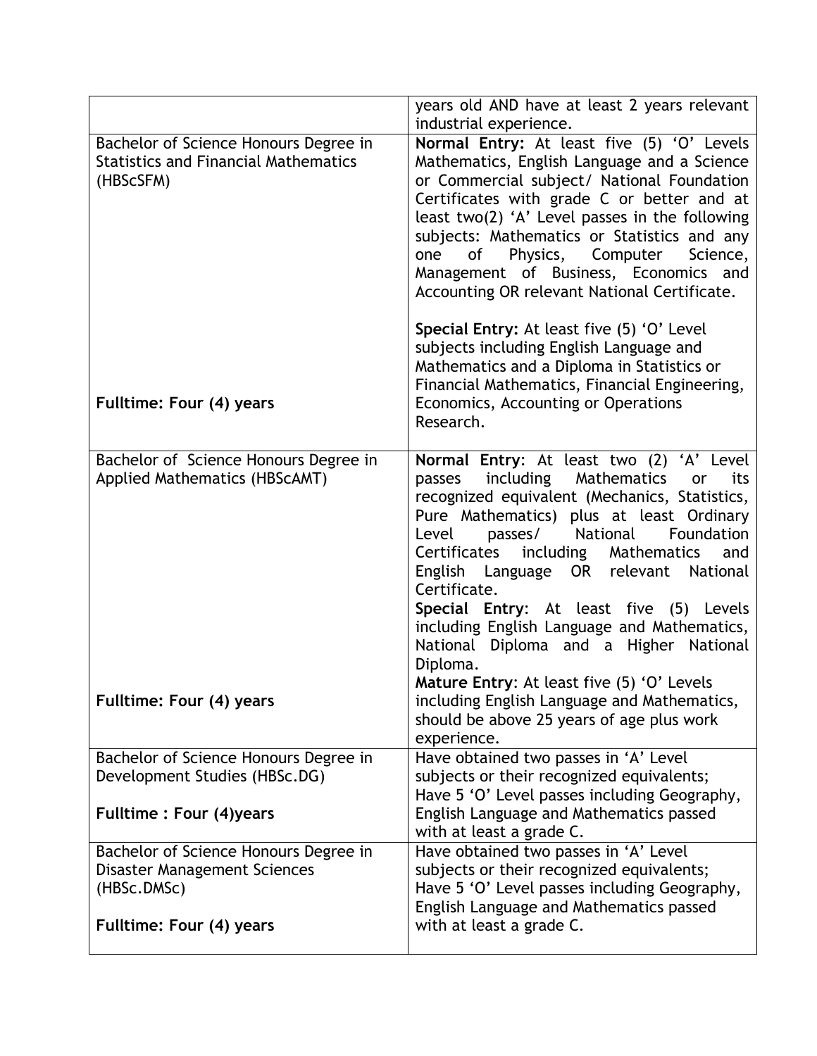| | |
|---|---|
| | years old AND have at least 2 years relevant industrial experience. |
| Bachelor of Science Honours Degree in Statistics and Financial Mathematics (HBScSFM)<br><br>**Fulltime: Four (4) years** | **Normal Entry:** At least five (5) 'O' Levels Mathematics, English Language and a Science or Commercial subject/ National Foundation Certificates with grade C or better and at least two(2) 'A' Level passes in the following subjects: Mathematics or Statistics and any one of Physics, Computer Science, Management of Business, Economics and Accounting OR relevant National Certificate.<br><br>**Special Entry:** At least five (5) 'O' Level subjects including English Language and Mathematics and a Diploma in Statistics or Financial Mathematics, Financial Engineering, Economics, Accounting or Operations Research. |
| Bachelor of Science Honours Degree in Applied Mathematics (HBScAMT)<br><br>**Fulltime: Four (4) years** | **Normal Entry**: At least two (2) 'A' Level passes including Mathematics or its recognized equivalent (Mechanics, Statistics, Pure Mathematics) plus at least Ordinary Level passes/ National Foundation Certificates including Mathematics and English Language OR relevant National Certificate.<br>**Special Entry**: At least five (5) Levels including English Language and Mathematics, National Diploma and a Higher National Diploma.<br>**Mature Entry**: At least five (5) 'O' Levels including English Language and Mathematics, should be above 25 years of age plus work experience. |
| Bachelor of Science Honours Degree in Development Studies (HBSc.DG)<br><br>**Fulltime : Four (4)years** | Have obtained two passes in 'A' Level subjects or their recognized equivalents; Have 5 'O' Level passes including Geography, English Language and Mathematics passed with at least a grade C. |
| Bachelor of Science Honours Degree in Disaster Management Sciences (HBSc.DMSc)<br><br>**Fulltime: Four (4) years** | Have obtained two passes in 'A' Level subjects or their recognized equivalents; Have 5 'O' Level passes including Geography, English Language and Mathematics passed with at least a grade C. |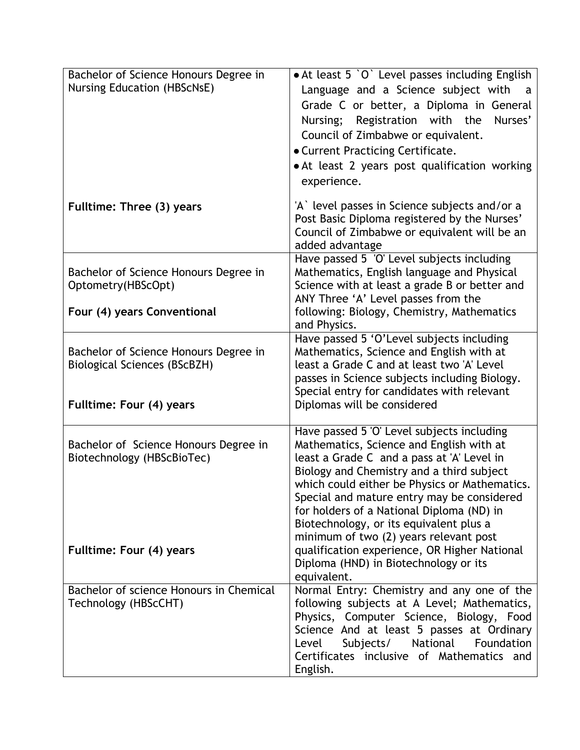| | |
|---|---|
| Bachelor of Science Honours Degree in Nursing Education (HBScNsE)<br><br>**Fulltime: Three (3) years** | • At least 5 \`O\` Level passes including English Language and a Science subject with a Grade C or better, a Diploma in General Nursing; Registration with the Nurses' Council of Zimbabwe or equivalent.<br>• Current Practicing Certificate.<br>• At least 2 years post qualification working experience.<br><br>'A\` level passes in Science subjects and/or a Post Basic Diploma registered by the Nurses' Council of Zimbabwe or equivalent will be an added advantage |
| Bachelor of Science Honours Degree in Optometry(HBScOpt)<br><br>**Four (4) years Conventional** | Have passed 5 'O' Level subjects including Mathematics, English language and Physical Science with at least a grade B or better and ANY Three 'A' Level passes from the following: Biology, Chemistry, Mathematics and Physics. |
| Bachelor of Science Honours Degree in Biological Sciences (BScBZH)<br><br>**Fulltime: Four (4) years** | Have passed 5 'O'Level subjects including Mathematics, Science and English with at least a Grade C and at least two 'A' Level passes in Science subjects including Biology. Special entry for candidates with relevant Diplomas will be considered |
| Bachelor of Science Honours Degree in Biotechnology (HBScBioTec)<br><br>**Fulltime: Four (4) years** | Have passed 5 'O' Level subjects including Mathematics, Science and English with at least a Grade C and a pass at 'A' Level in Biology and Chemistry and a third subject which could either be Physics or Mathematics. Special and mature entry may be considered for holders of a National Diploma (ND) in Biotechnology, or its equivalent plus a minimum of two (2) years relevant post qualification experience, OR Higher National Diploma (HND) in Biotechnology or its equivalent. |
| Bachelor of science Honours in Chemical Technology (HBScCHT) | Normal Entry: Chemistry and any one of the following subjects at A Level; Mathematics, Physics, Computer Science, Biology, Food Science And at least 5 passes at Ordinary Level Subjects/ National Foundation Certificates inclusive of Mathematics and English. |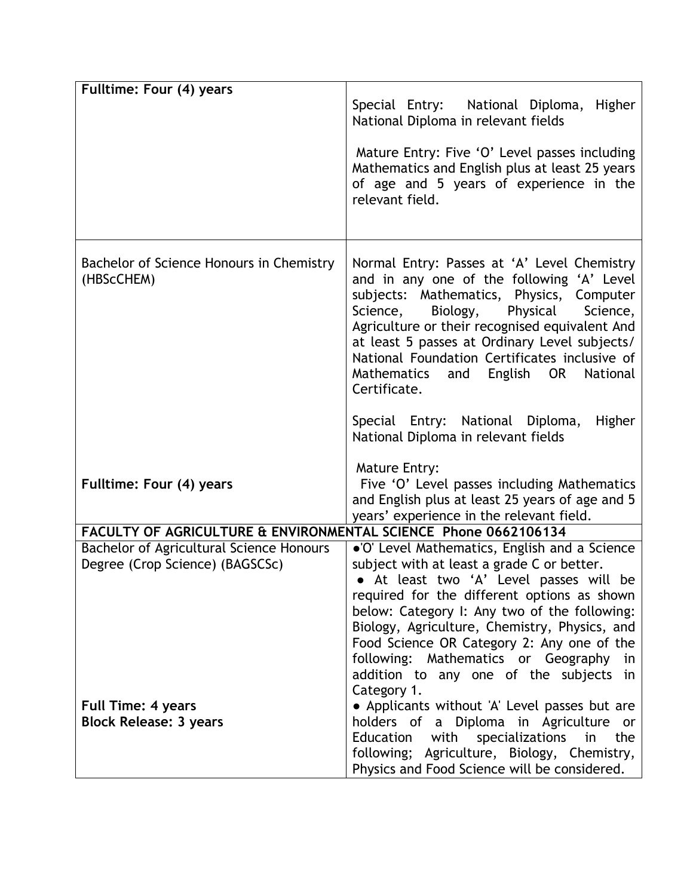| | |
|---|---|
| **Fulltime: Four (4) years** | Special Entry: National Diploma, Higher National Diploma in relevant fields<br><br>Mature Entry: Five 'O' Level passes including Mathematics and English plus at least 25 years of age and 5 years of experience in the relevant field. |
| Bachelor of Science Honours in Chemistry (HBScCHEM)<br><br>**Fulltime: Four (4) years** | Normal Entry: Passes at 'A' Level Chemistry and in any one of the following 'A' Level subjects: Mathematics, Physics, Computer Science, Biology, Physical Science, Agriculture or their recognised equivalent And at least 5 passes at Ordinary Level subjects/ National Foundation Certificates inclusive of Mathematics and English OR National Certificate.<br><br>Special Entry: National Diploma, Higher National Diploma in relevant fields<br><br>Mature Entry:<br>Five 'O' Level passes including Mathematics and English plus at least 25 years of age and 5 years' experience in the relevant field. |
| **FACULTY OF AGRICULTURE & ENVIRONMENTAL SCIENCE Phone 0662106134** | |
| Bachelor of Agricultural Science Honours Degree (Crop Science) (BAGSCSc)<br><br>**Full Time: 4 years**<br>**Block Release: 3 years** | • 'O' Level Mathematics, English and a Science subject with at least a grade C or better.<br>• At least two 'A' Level passes will be required for the different options as shown below: Category I: Any two of the following: Biology, Agriculture, Chemistry, Physics, and Food Science OR Category 2: Any one of the following: Mathematics or Geography in addition to any one of the subjects in Category 1.<br>• Applicants without 'A' Level passes but are holders of a Diploma in Agriculture or Education with specializations in the following; Agriculture, Biology, Chemistry, Physics and Food Science will be considered. |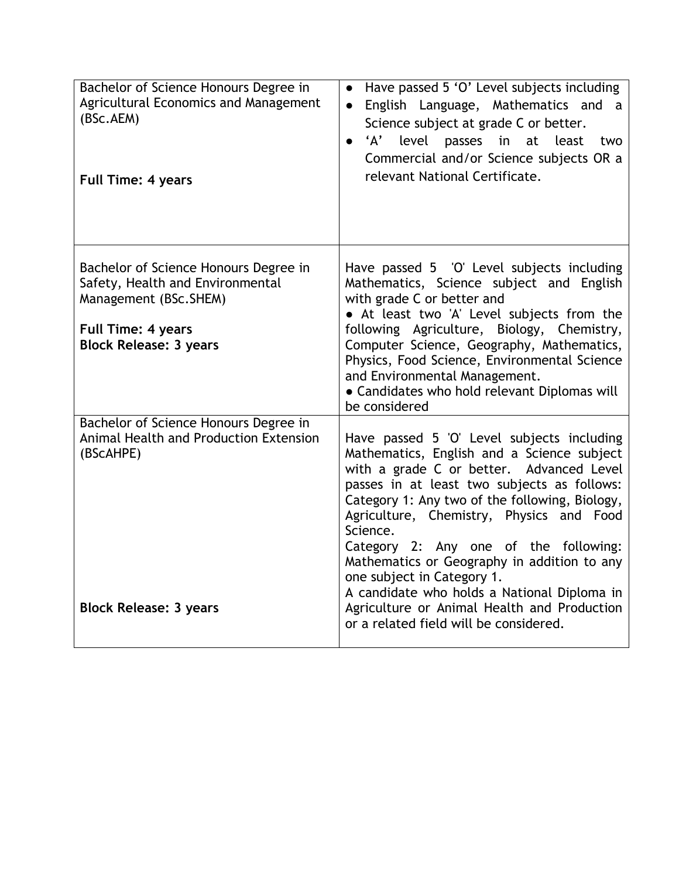| | |
|---|---|
| Bachelor of Science Honours Degree in Agricultural Economics and Management (BSc.AEM)<br><br>**Full Time: 4 years** | • Have passed 5 'O' Level subjects including<br>• English Language, Mathematics and a Science subject at grade C or better.<br>• 'A' level passes in at least two Commercial and/or Science subjects OR a relevant National Certificate. |
| Bachelor of Science Honours Degree in Safety, Health and Environmental Management (BSc.SHEM)<br><br>**Full Time: 4 years**<br>**Block Release: 3 years** | Have passed 5 'O' Level subjects including Mathematics, Science subject and English with grade C or better and<br>• At least two 'A' Level subjects from the following Agriculture, Biology, Chemistry, Computer Science, Geography, Mathematics, Physics, Food Science, Environmental Science and Environmental Management.<br>• Candidates who hold relevant Diplomas will be considered |
| Bachelor of Science Honours Degree in Animal Health and Production Extension (BScAHPE)<br><br>**Block Release: 3 years** | Have passed 5 'O' Level subjects including Mathematics, English and a Science subject with a grade C or better. Advanced Level passes in at least two subjects as follows:<br>Category 1: Any two of the following, Biology, Agriculture, Chemistry, Physics and Food Science.<br>Category 2: Any one of the following: Mathematics or Geography in addition to any one subject in Category 1.<br>A candidate who holds a National Diploma in Agriculture or Animal Health and Production or a related field will be considered. |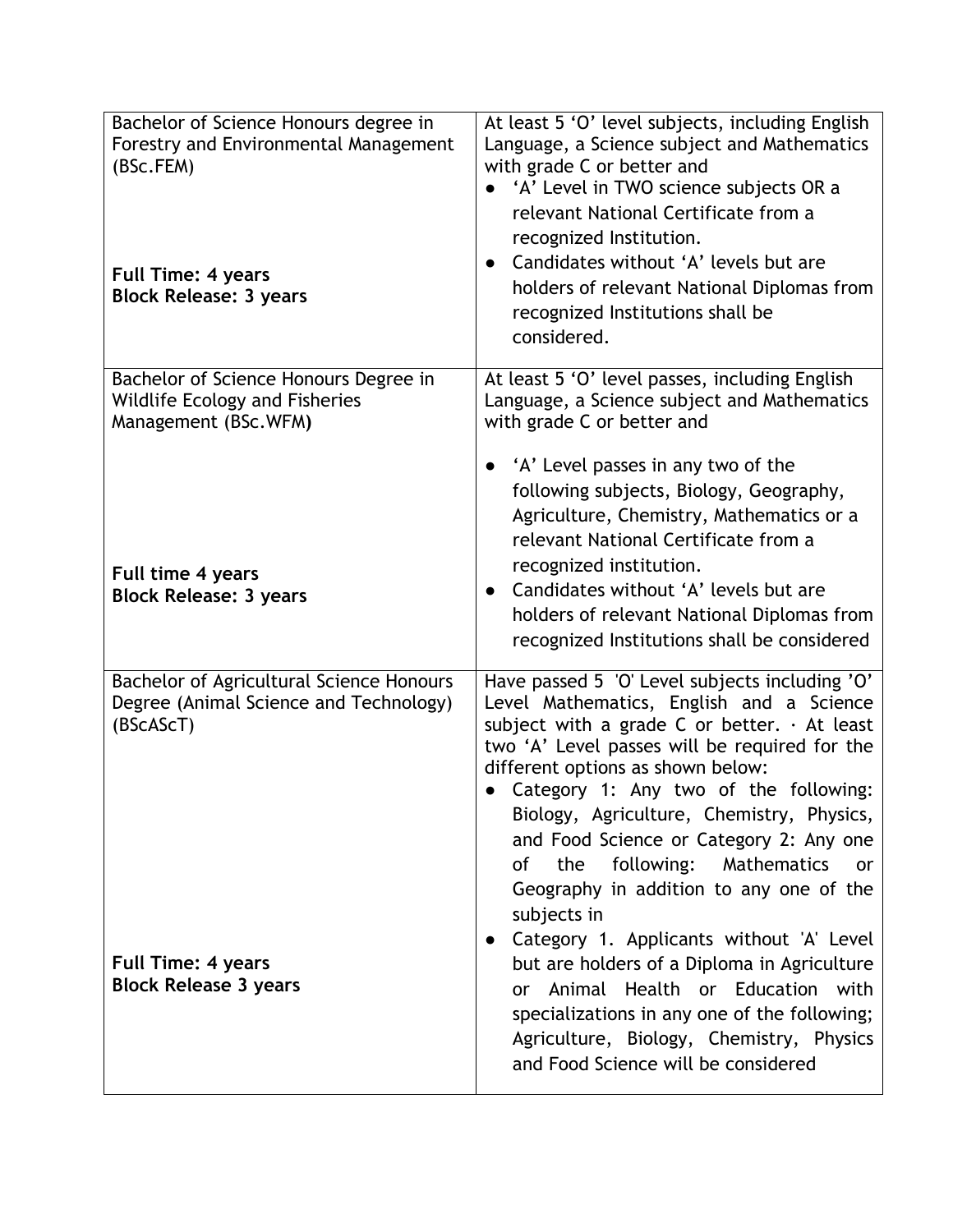| | |
|---|---|
| Bachelor of Science Honours degree in Forestry and Environmental Management (BSc.FEM)<br><br>**Full Time: 4 years**<br>**Block Release: 3 years** | At least 5 'O' level subjects, including English Language, a Science subject and Mathematics with grade C or better and<br>● 'A' Level in TWO science subjects OR a relevant National Certificate from a recognized Institution.<br>● Candidates without 'A' levels but are holders of relevant National Diplomas from recognized Institutions shall be considered. |
| Bachelor of Science Honours Degree in Wildlife Ecology and Fisheries Management (BSc.WFM)<br><br>**Full time 4 years**<br>**Block Release: 3 years** | At least 5 'O' level passes, including English Language, a Science subject and Mathematics with grade C or better and<br>● 'A' Level passes in any two of the following subjects, Biology, Geography, Agriculture, Chemistry, Mathematics or a relevant National Certificate from a recognized institution.<br>● Candidates without 'A' levels but are holders of relevant National Diplomas from recognized Institutions shall be considered |
| Bachelor of Agricultural Science Honours Degree (Animal Science and Technology) (BScAScT)<br><br>**Full Time: 4 years**<br>**Block Release 3 years** | Have passed 5 'O' Level subjects including 'O' Level Mathematics, English and a Science subject with a grade C or better. · At least two 'A' Level passes will be required for the different options as shown below:<br>● Category 1: Any two of the following: Biology, Agriculture, Chemistry, Physics, and Food Science or Category 2: Any one of the following: Mathematics or Geography in addition to any one of the subjects in<br>● Category 1. Applicants without 'A' Level but are holders of a Diploma in Agriculture or Animal Health or Education with specializations in any one of the following; Agriculture, Biology, Chemistry, Physics and Food Science will be considered |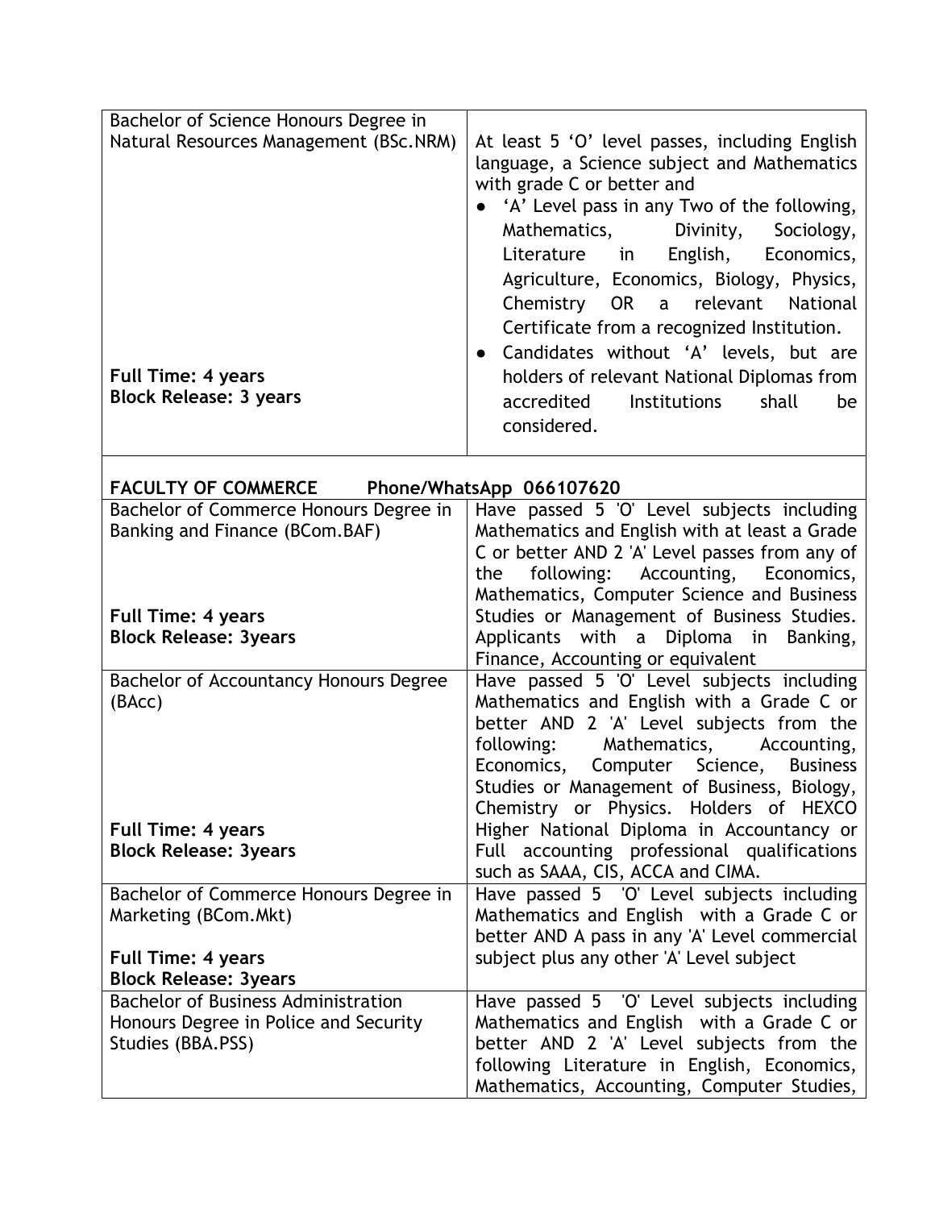| | |
|---|---|
| Bachelor of Science Honours Degree in Natural Resources Management (BSc.NRM)<br><br>**Full Time: 4 years**<br>**Block Release: 3 years** | At least 5 'O' level passes, including English language, a Science subject and Mathematics with grade C or better and<br>• 'A' Level pass in any Two of the following, Mathematics, Divinity, Sociology, Literature in English, Economics, Agriculture, Economics, Biology, Physics, Chemistry OR a relevant National Certificate from a recognized Institution.<br>• Candidates without 'A' levels, but are holders of relevant National Diplomas from accredited Institutions shall be considered. |

**FACULTY OF COMMERCE Phone/WhatsApp 066107620**

| | |
|---|---|
| Bachelor of Commerce Honours Degree in Banking and Finance (BCom.BAF)<br><br>**Full Time: 4 years**<br>**Block Release: 3years** | Have passed 5 'O' Level subjects including Mathematics and English with at least a Grade C or better AND 2 'A' Level passes from any of the following: Accounting, Economics, Mathematics, Computer Science and Business Studies or Management of Business Studies. Applicants with a Diploma in Banking, Finance, Accounting or equivalent |
| Bachelor of Accountancy Honours Degree (BAcc)<br><br>**Full Time: 4 years**<br>**Block Release: 3years** | Have passed 5 'O' Level subjects including Mathematics and English with a Grade C or better AND 2 'A' Level subjects from the following: Mathematics, Accounting, Economics, Computer Science, Business Studies or Management of Business, Biology, Chemistry or Physics. Holders of HEXCO Higher National Diploma in Accountancy or Full accounting professional qualifications such as SAAA, CIS, ACCA and CIMA. |
| Bachelor of Commerce Honours Degree in Marketing (BCom.Mkt)<br><br>**Full Time: 4 years**<br>**Block Release: 3years** | Have passed 5 'O' Level subjects including Mathematics and English with a Grade C or better AND A pass in any 'A' Level commercial subject plus any other 'A' Level subject |
| Bachelor of Business Administration Honours Degree in Police and Security Studies (BBA.PSS) | Have passed 5 'O' Level subjects including Mathematics and English with a Grade C or better AND 2 'A' Level subjects from the following Literature in English, Economics, Mathematics, Accounting, Computer Studies, |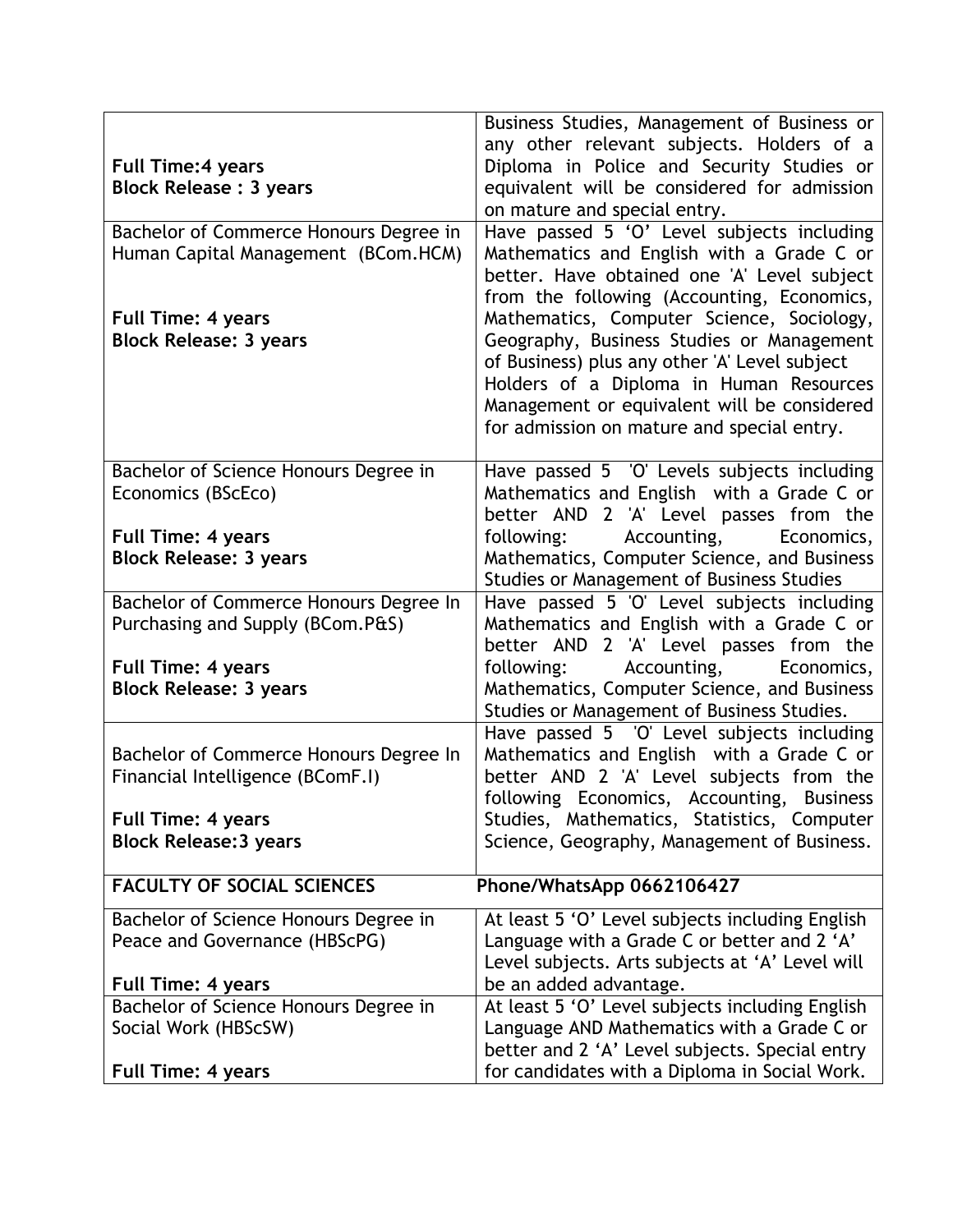| | |
|---|---|
| **Full Time:4 years**<br>**Block Release : 3 years** | Business Studies, Management of Business or any other relevant subjects. Holders of a Diploma in Police and Security Studies or equivalent will be considered for admission on mature and special entry. |
| Bachelor of Commerce Honours Degree in Human Capital Management (BCom.HCM)<br><br>**Full Time: 4 years**<br>**Block Release: 3 years** | Have passed 5 'O' Level subjects including Mathematics and English with a Grade C or better. Have obtained one 'A' Level subject from the following (Accounting, Economics, Mathematics, Computer Science, Sociology, Geography, Business Studies or Management of Business) plus any other 'A' Level subject Holders of a Diploma in Human Resources Management or equivalent will be considered for admission on mature and special entry. |
| Bachelor of Science Honours Degree in Economics (BScEco)<br><br>**Full Time: 4 years**<br>**Block Release: 3 years** | Have passed 5 'O' Levels subjects including Mathematics and English with a Grade C or better AND 2 'A' Level passes from the following: Accounting, Economics, Mathematics, Computer Science, and Business Studies or Management of Business Studies |
| Bachelor of Commerce Honours Degree In Purchasing and Supply (BCom.P&S)<br><br>**Full Time: 4 years**<br>**Block Release: 3 years** | Have passed 5 'O' Level subjects including Mathematics and English with a Grade C or better AND 2 'A' Level passes from the following: Accounting, Economics, Mathematics, Computer Science, and Business Studies or Management of Business Studies. |
| Bachelor of Commerce Honours Degree In Financial Intelligence (BComF.I)<br><br>**Full Time: 4 years**<br>**Block Release:3 years** | Have passed 5 'O' Level subjects including Mathematics and English with a Grade C or better AND 2 'A' Level subjects from the following Economics, Accounting, Business Studies, Mathematics, Statistics, Computer Science, Geography, Management of Business. |
| **FACULTY OF SOCIAL SCIENCES** | **Phone/WhatsApp 0662106427** |
| Bachelor of Science Honours Degree in Peace and Governance (HBScPG)<br><br>**Full Time: 4 years** | At least 5 'O' Level subjects including English Language with a Grade C or better and 2 'A' Level subjects. Arts subjects at 'A' Level will be an added advantage. |
| Bachelor of Science Honours Degree in Social Work (HBScSW)<br><br>**Full Time: 4 years** | At least 5 'O' Level subjects including English Language AND Mathematics with a Grade C or better and 2 'A' Level subjects. Special entry for candidates with a Diploma in Social Work. |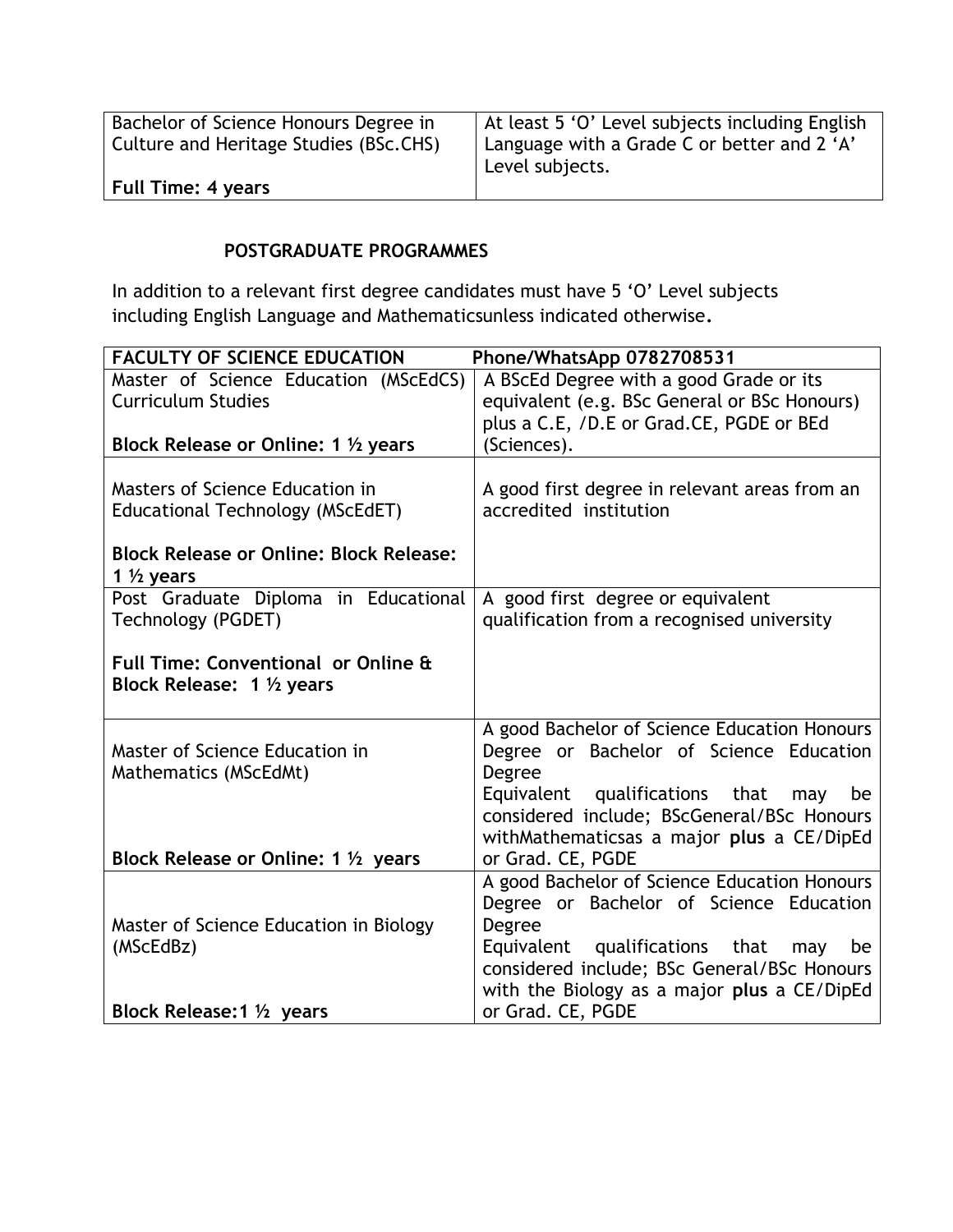| Bachelor of Science Honours Degree in Culture and Heritage Studies (BSc.CHS)<br><br>**Full Time: 4 years** | At least 5 'O' Level subjects including English Language with a Grade C or better and 2 'A' Level subjects. |
|---|---|

## POSTGRADUATE PROGRAMMES

In addition to a relevant first degree candidates must have 5 'O' Level subjects including English Language and Mathematicsunless indicated otherwise**.**

| **FACULTY OF SCIENCE EDUCATION** | **Phone/WhatsApp 0782708531** |
|---|---|
| Master of Science Education (MScEdCS) Curriculum Studies<br><br>**Block Release or Online: 1 ½ years** | A BScEd Degree with a good Grade or its equivalent (e.g. BSc General or BSc Honours) plus a C.E, /D.E or Grad.CE, PGDE or BEd (Sciences). |
| Masters of Science Education in Educational Technology (MScEdET)<br><br>**Block Release or Online: Block Release: 1 ½ years** | A good first degree in relevant areas from an accredited institution |
| Post Graduate Diploma in Educational Technology (PGDET)<br><br>**Full Time: Conventional or Online & Block Release: 1 ½ years** | A good first degree or equivalent qualification from a recognised university |
| Master of Science Education in Mathematics (MScEdMt)<br><br>**Block Release or Online: 1 ½ years** | A good Bachelor of Science Education Honours Degree or Bachelor of Science Education Degree<br>Equivalent qualifications that may be considered include; BScGeneral/BSc Honours withMathematicsas a major **plus** a CE/DipEd or Grad. CE, PGDE |
| Master of Science Education in Biology (MScEdBz)<br><br>**Block Release:1 ½ years** | A good Bachelor of Science Education Honours Degree or Bachelor of Science Education Degree<br>Equivalent qualifications that may be considered include; BSc General/BSc Honours with the Biology as a major **plus** a CE/DipEd or Grad. CE, PGDE |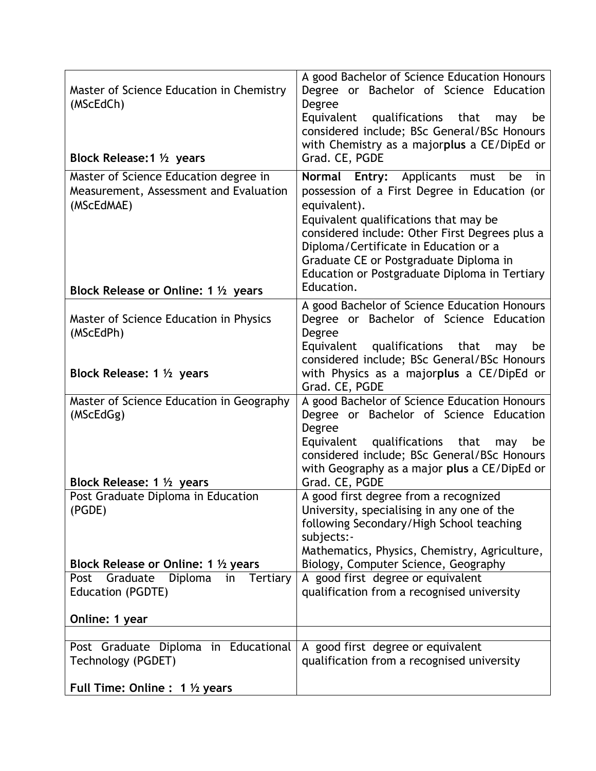| | |
|---|---|
| Master of Science Education in Chemistry (MScEdCh)<br><br>**Block Release:1 ½ years** | A good Bachelor of Science Education Honours Degree or Bachelor of Science Education Degree<br>Equivalent qualifications that may be considered include; BSc General/BSc Honours with Chemistry as a major**plus** a CE/DipEd or Grad. CE, PGDE |
| Master of Science Education degree in Measurement, Assessment and Evaluation (MScEdMAE)<br><br>**Block Release or Online: 1 ½ years** | **Normal Entry:** Applicants must be in possession of a First Degree in Education (or equivalent).<br>Equivalent qualifications that may be considered include: Other First Degrees plus a Diploma/Certificate in Education or a Graduate CE or Postgraduate Diploma in Education or Postgraduate Diploma in Tertiary Education. |
| Master of Science Education in Physics (MScEdPh)<br><br>**Block Release: 1 ½ years** | A good Bachelor of Science Education Honours Degree or Bachelor of Science Education Degree<br>Equivalent qualifications that may be considered include; BSc General/BSc Honours with Physics as a major**plus** a CE/DipEd or Grad. CE, PGDE |
| Master of Science Education in Geography (MScEdGg)<br><br>**Block Release: 1 ½ years** | A good Bachelor of Science Education Honours Degree or Bachelor of Science Education Degree<br>Equivalent qualifications that may be considered include; BSc General/BSc Honours with Geography as a major **plus** a CE/DipEd or Grad. CE, PGDE |
| Post Graduate Diploma in Education (PGDE)<br><br>**Block Release or Online: 1 ½ years** | A good first degree from a recognized University, specialising in any one of the following Secondary/High School teaching subjects:-<br>Mathematics, Physics, Chemistry, Agriculture, Biology, Computer Science, Geography |
| Post Graduate Diploma in Tertiary Education (PGDTE)<br><br>**Online: 1 year** | A good first degree or equivalent qualification from a recognised university |
| | |
| Post Graduate Diploma in Educational Technology (PGDET)<br><br>**Full Time: Online : 1 ½ years** | A good first degree or equivalent qualification from a recognised university |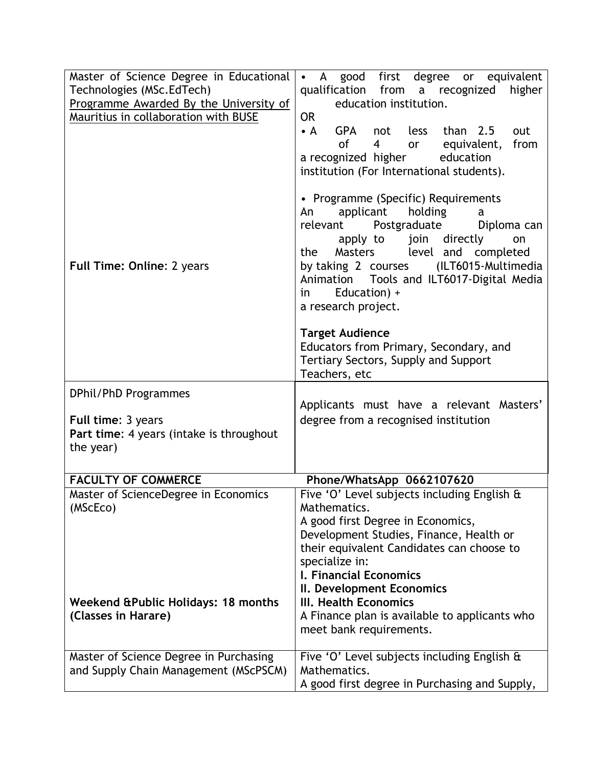| | |
|---|---|
| Master of Science Degree in Educational Technologies (MSc.EdTech)<br>Programme Awarded By the University of Mauritius in collaboration with BUSE<br><br>**Full Time: Online**: 2 years | • A good first degree or equivalent qualification from a recognized higher education institution.<br>OR<br>• A GPA not less than 2.5 out of 4 or equivalent, from a recognized higher education institution (For International students).<br><br>• Programme (Specific) Requirements<br>An applicant holding a relevant Postgraduate Diploma can apply to join directly on the Masters level and completed by taking 2 courses (ILT6015-Multimedia Animation Tools and ILT6017-Digital Media in Education) +<br>a research project.<br><br>**Target Audience**<br>Educators from Primary, Secondary, and Tertiary Sectors, Supply and Support Teachers, etc |
| DPhil/PhD Programmes<br><br>**Full time**: 3 years<br>**Part time**: 4 years (intake is throughout the year) | Applicants must have a relevant Masters' degree from a recognised institution |
| **FACULTY OF COMMERCE** | **Phone/WhatsApp 0662107620** |
| Master of ScienceDegree in Economics (MScEco)<br><br>**Weekend &Public Holidays: 18 months (Classes in Harare)** | Five 'O' Level subjects including English & Mathematics.<br>A good first Degree in Economics, Development Studies, Finance, Health or their equivalent Candidates can choose to specialize in:<br>**I. Financial Economics**<br>**II. Development Economics**<br>**III. Health Economics**<br>A Finance plan is available to applicants who meet bank requirements. |
| Master of Science Degree in Purchasing and Supply Chain Management (MScPSCM) | Five 'O' Level subjects including English & Mathematics.<br>A good first degree in Purchasing and Supply, |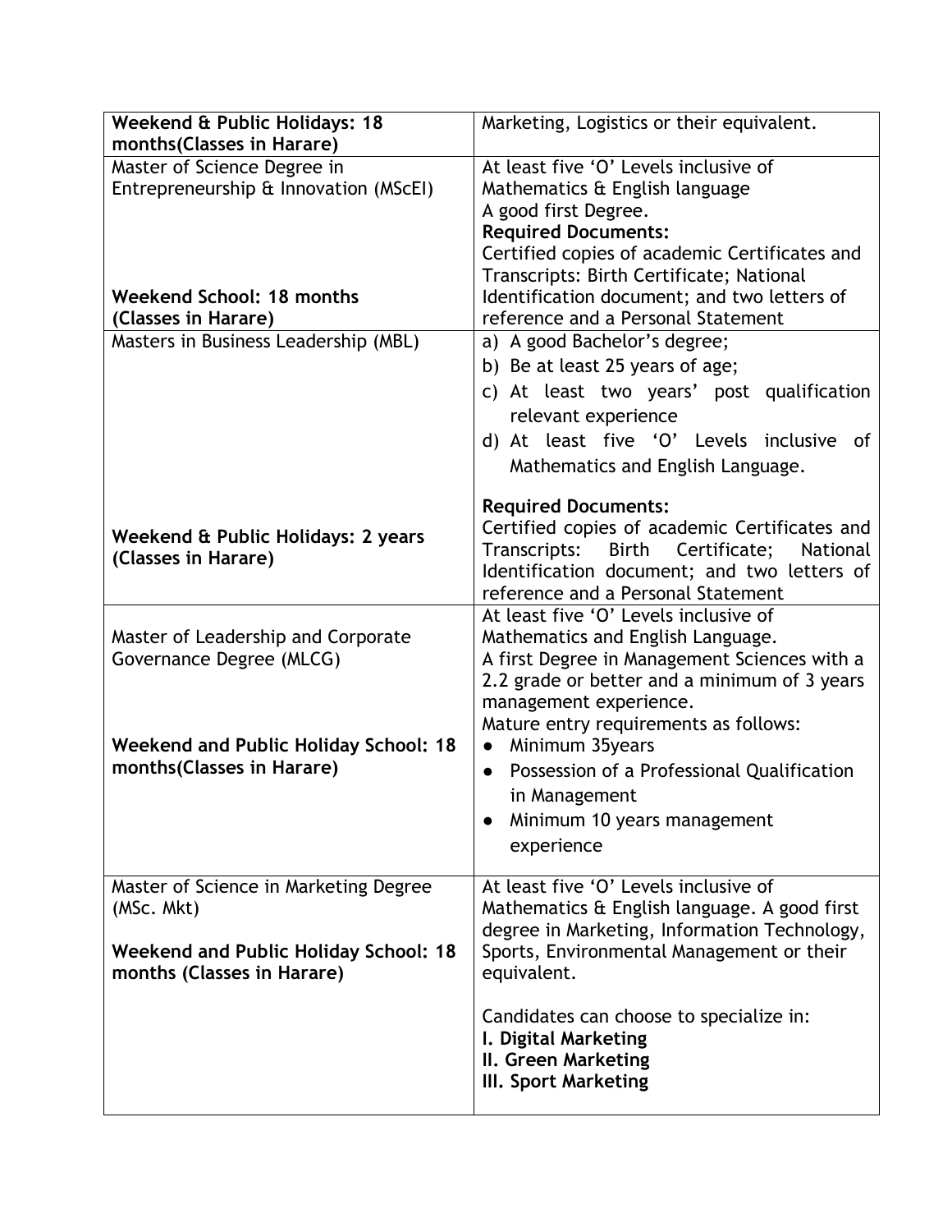| **Weekend & Public Holidays: 18 months(Classes in Harare)** | Marketing, Logistics or their equivalent. |
|---|---|
| Master of Science Degree in Entrepreneurship & Innovation (MScEI)<br><br>**Weekend School: 18 months (Classes in Harare)** | At least five 'O' Levels inclusive of Mathematics & English language<br>A good first Degree.<br>**Required Documents:**<br>Certified copies of academic Certificates and Transcripts: Birth Certificate; National Identification document; and two letters of reference and a Personal Statement |
| Masters in Business Leadership (MBL)<br><br>**Weekend & Public Holidays: 2 years (Classes in Harare)** | a) A good Bachelor's degree;<br>b) Be at least 25 years of age;<br>c) At least two years' post qualification relevant experience<br>d) At least five 'O' Levels inclusive of Mathematics and English Language.<br><br>**Required Documents:**<br>Certified copies of academic Certificates and Transcripts: Birth Certificate; National Identification document; and two letters of reference and a Personal Statement |
| Master of Leadership and Corporate Governance Degree (MLCG)<br><br>**Weekend and Public Holiday School: 18 months(Classes in Harare)** | At least five 'O' Levels inclusive of Mathematics and English Language.<br>A first Degree in Management Sciences with a 2.2 grade or better and a minimum of 3 years management experience.<br>Mature entry requirements as follows:<br>● Minimum 35years<br>● Possession of a Professional Qualification in Management<br>● Minimum 10 years management experience |
| Master of Science in Marketing Degree (MSc. Mkt)<br><br>**Weekend and Public Holiday School: 18 months (Classes in Harare)** | At least five 'O' Levels inclusive of Mathematics & English language. A good first degree in Marketing, Information Technology, Sports, Environmental Management or their equivalent.<br><br>Candidates can choose to specialize in:<br>**I. Digital Marketing**<br>**II. Green Marketing**<br>**III. Sport Marketing** |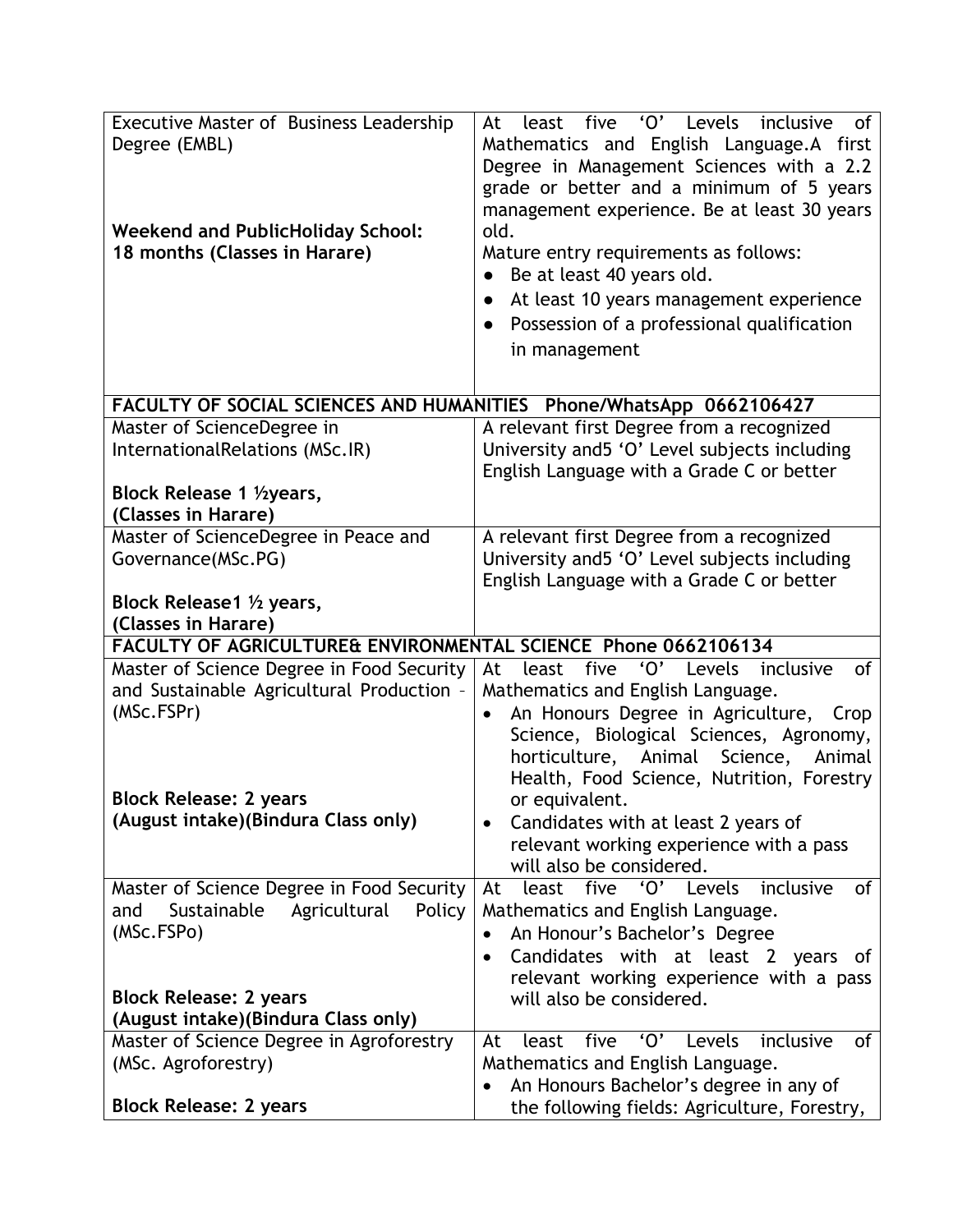| | |
|---|---|
| Executive Master of Business Leadership Degree (EMBL)<br><br>**Weekend and PublicHoliday School: 18 months (Classes in Harare)** | At least five 'O' Levels inclusive of Mathematics and English Language.A first Degree in Management Sciences with a 2.2 grade or better and a minimum of 5 years management experience. Be at least 30 years old.<br>Mature entry requirements as follows:<br>● Be at least 40 years old.<br>● At least 10 years management experience<br>● Possession of a professional qualification in management |
| **FACULTY OF SOCIAL SCIENCES AND HUMANITIES Phone/WhatsApp 0662106427** | |
| Master of ScienceDegree in InternationalRelations (MSc.IR)<br><br>**Block Release 1 ½years, (Classes in Harare)** | A relevant first Degree from a recognized University and5 'O' Level subjects including English Language with a Grade C or better |
| Master of ScienceDegree in Peace and Governance(MSc.PG)<br><br>**Block Release1 ½ years, (Classes in Harare)** | A relevant first Degree from a recognized University and5 'O' Level subjects including English Language with a Grade C or better |
| **FACULTY OF AGRICULTURE& ENVIRONMENTAL SCIENCE Phone 0662106134** | |
| Master of Science Degree in Food Security and Sustainable Agricultural Production - (MSc.FSPr)<br><br>**Block Release: 2 years (August intake)(Bindura Class only)** | At least five 'O' Levels inclusive of Mathematics and English Language.<br>• An Honours Degree in Agriculture, Crop Science, Biological Sciences, Agronomy, horticulture, Animal Science, Animal Health, Food Science, Nutrition, Forestry or equivalent.<br>• Candidates with at least 2 years of relevant working experience with a pass will also be considered. |
| Master of Science Degree in Food Security and Sustainable Agricultural Policy (MSc.FSPo)<br><br>**Block Release: 2 years (August intake)(Bindura Class only)** | At least five 'O' Levels inclusive of Mathematics and English Language.<br>• An Honour's Bachelor's Degree<br>• Candidates with at least 2 years of relevant working experience with a pass will also be considered. |
| Master of Science Degree in Agroforestry (MSc. Agroforestry)<br><br>**Block Release: 2 years** | At least five 'O' Levels inclusive of Mathematics and English Language.<br>• An Honours Bachelor's degree in any of the following fields: Agriculture, Forestry, |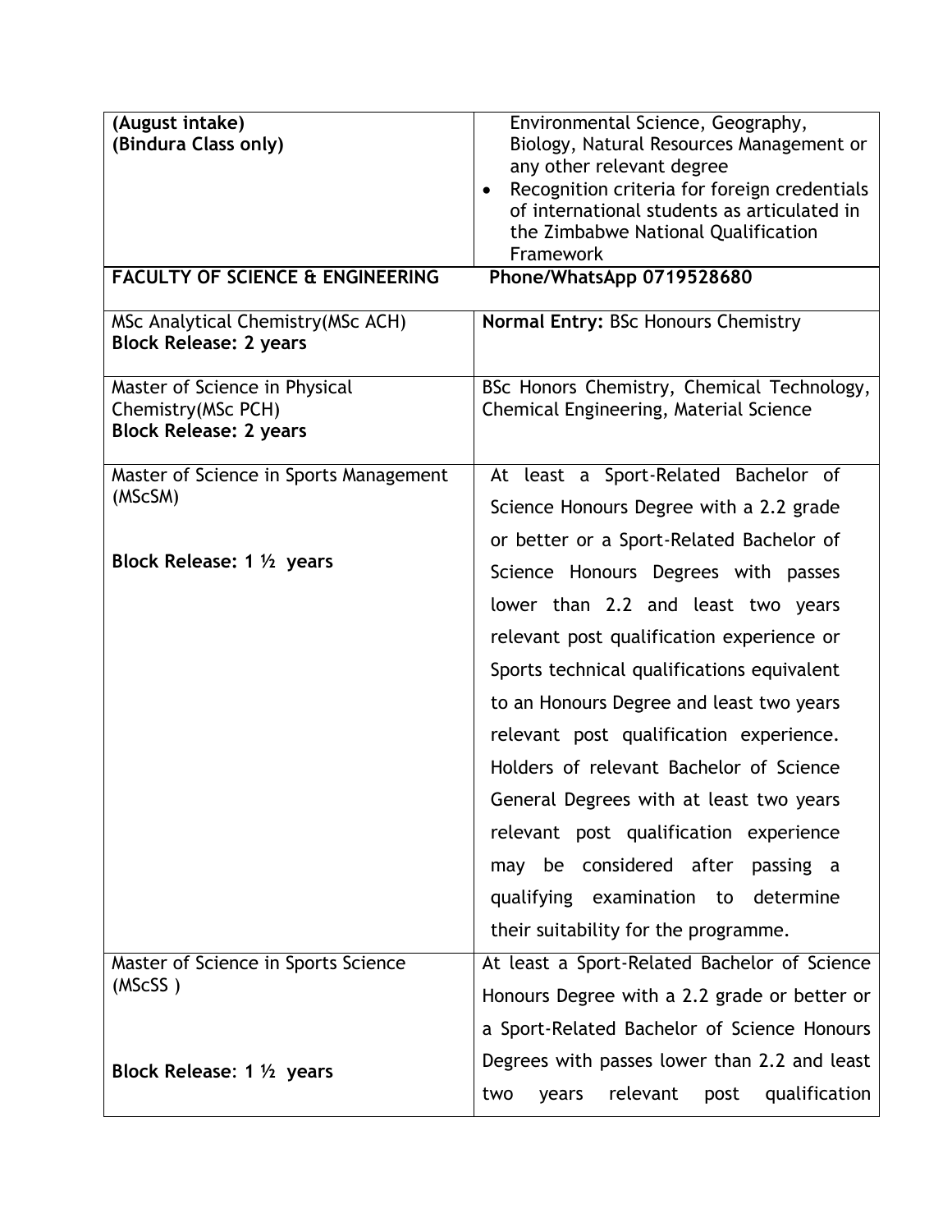| (August intake)<br>(Bindura Class only) | Environmental Science, Geography, Biology, Natural Resources Management or any other relevant degree<br>• Recognition criteria for foreign credentials of international students as articulated in the Zimbabwe National Qualification Framework |
|---|---|
| **FACULTY OF SCIENCE & ENGINEERING** | **Phone/WhatsApp 0719528680** |
| MSc Analytical Chemistry(MSc ACH)<br>**Block Release: 2 years** | **Normal Entry:** BSc Honours Chemistry |
| Master of Science in Physical Chemistry(MSc PCH)<br>**Block Release: 2 years** | BSc Honors Chemistry, Chemical Technology, Chemical Engineering, Material Science |
| Master of Science in Sports Management (MScSM)<br><br>**Block Release: 1 ½ years** | At least a Sport-Related Bachelor of Science Honours Degree with a 2.2 grade or better or a Sport-Related Bachelor of Science Honours Degrees with passes lower than 2.2 and least two years relevant post qualification experience or Sports technical qualifications equivalent to an Honours Degree and least two years relevant post qualification experience. Holders of relevant Bachelor of Science General Degrees with at least two years relevant post qualification experience may be considered after passing a qualifying examination to determine their suitability for the programme. |
| Master of Science in Sports Science (MScSS )<br><br>**Block Release: 1 ½ years** | At least a Sport-Related Bachelor of Science Honours Degree with a 2.2 grade or better or a Sport-Related Bachelor of Science Honours Degrees with passes lower than 2.2 and least two years relevant post qualification |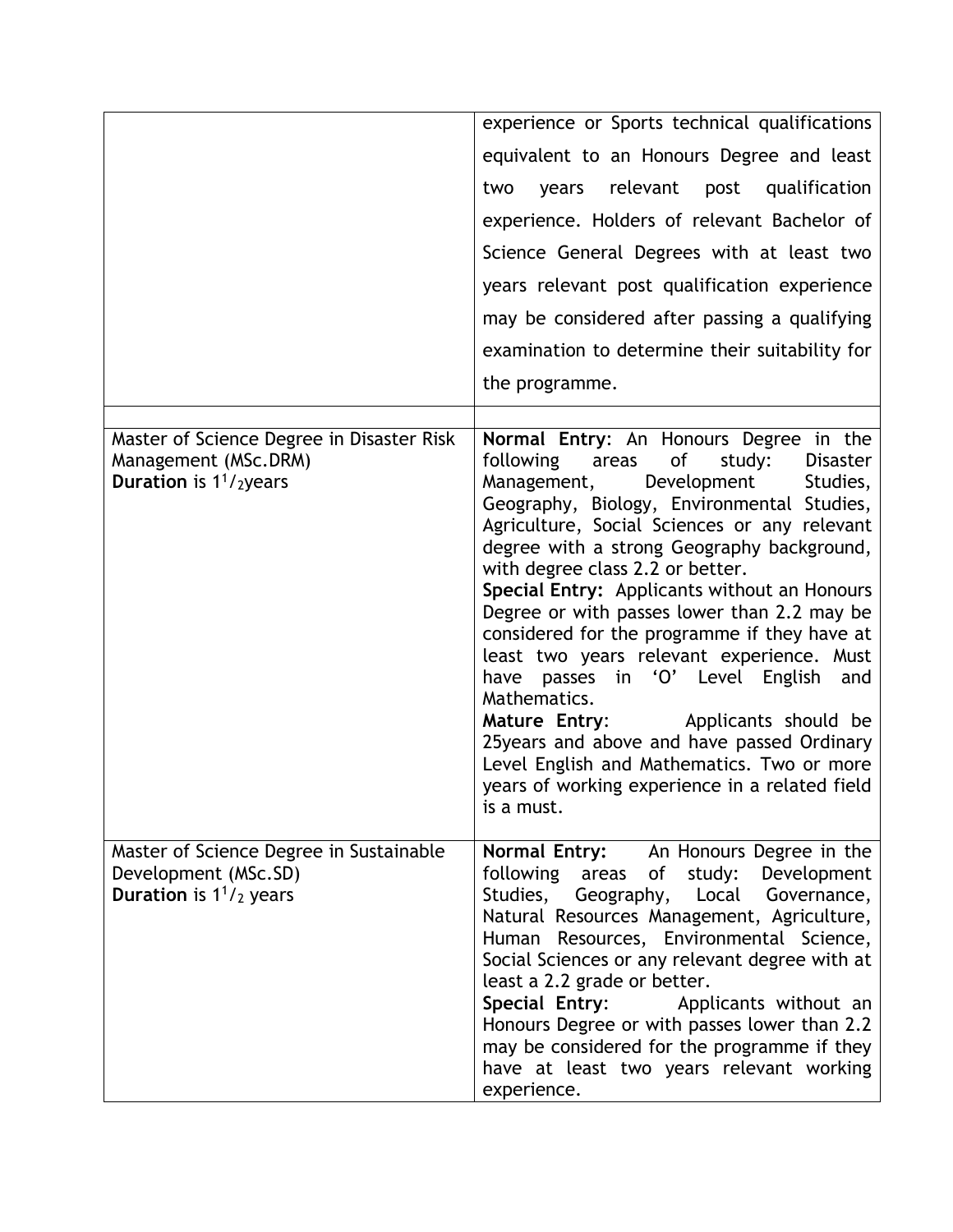| | |
|---|---|
| | experience or Sports technical qualifications equivalent to an Honours Degree and least two years relevant post qualification experience. Holders of relevant Bachelor of Science General Degrees with at least two years relevant post qualification experience may be considered after passing a qualifying examination to determine their suitability for the programme. |
| | |
| Master of Science Degree in Disaster Risk Management (MSc.DRM)<br>**Duration** is $1^1/_2$years | **Normal Entry**: An Honours Degree in the following areas of study: Disaster Management, Development Studies, Geography, Biology, Environmental Studies, Agriculture, Social Sciences or any relevant degree with a strong Geography background, with degree class 2.2 or better.<br>**Special Entry:** Applicants without an Honours Degree or with passes lower than 2.2 may be considered for the programme if they have at least two years relevant experience. Must have passes in 'O' Level English and Mathematics.<br>**Mature Entry**: Applicants should be 25years and above and have passed Ordinary Level English and Mathematics. Two or more years of working experience in a related field is a must. |
| Master of Science Degree in Sustainable Development (MSc.SD)<br>**Duration** is $1^1/_2$ years | **Normal Entry:** An Honours Degree in the following areas of study: Development Studies, Geography, Local Governance, Natural Resources Management, Agriculture, Human Resources, Environmental Science, Social Sciences or any relevant degree with at least a 2.2 grade or better.<br>**Special Entry**: Applicants without an Honours Degree or with passes lower than 2.2 may be considered for the programme if they have at least two years relevant working experience. |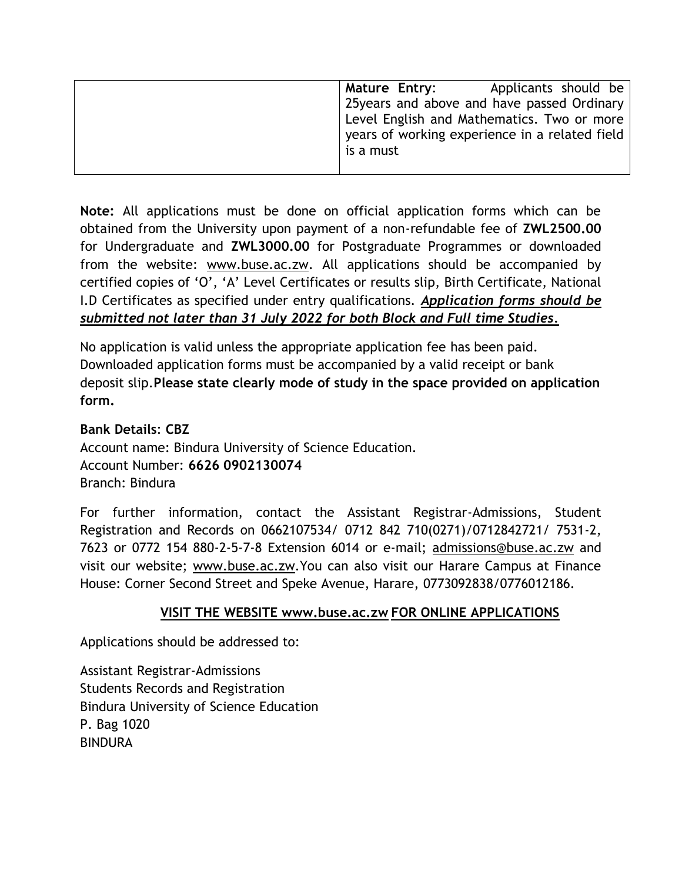| | |
|---|---|
| | **Mature Entry**: Applicants should be 25years and above and have passed Ordinary Level English and Mathematics. Two or more years of working experience in a related field is a must |

**Note:** All applications must be done on official application forms which can be obtained from the University upon payment of a non-refundable fee of **ZWL2500.00** for Undergraduate and **ZWL3000.00** for Postgraduate Programmes or downloaded from the website: www.buse.ac.zw. All applications should be accompanied by certified copies of 'O', 'A' Level Certificates or results slip, Birth Certificate, National I.D Certificates as specified under entry qualifications. ***Application forms should be submitted not later than 31 July 2022 for both Block and Full time Studies.***

No application is valid unless the appropriate application fee has been paid. Downloaded application forms must be accompanied by a valid receipt or bank deposit slip.**Please state clearly mode of study in the space provided on application form.**

**Bank Details**: **CBZ**
Account name: Bindura University of Science Education.
Account Number: **6626 0902130074**
Branch: Bindura

For further information, contact the Assistant Registrar-Admissions, Student Registration and Records on 0662107534/ 0712 842 710(0271)/0712842721/ 7531-2, 7623 or 0772 154 880-2-5-7-8 Extension 6014 or e-mail; admissions@buse.ac.zw and visit our website; www.buse.ac.zw.You can also visit our Harare Campus at Finance House: Corner Second Street and Speke Avenue, Harare, 0773092838/0776012186.

**VISIT THE WEBSITE www.buse.ac.zw FOR ONLINE APPLICATIONS**

Applications should be addressed to:

Assistant Registrar-Admissions
Students Records and Registration
Bindura University of Science Education
P. Bag 1020
BINDURA